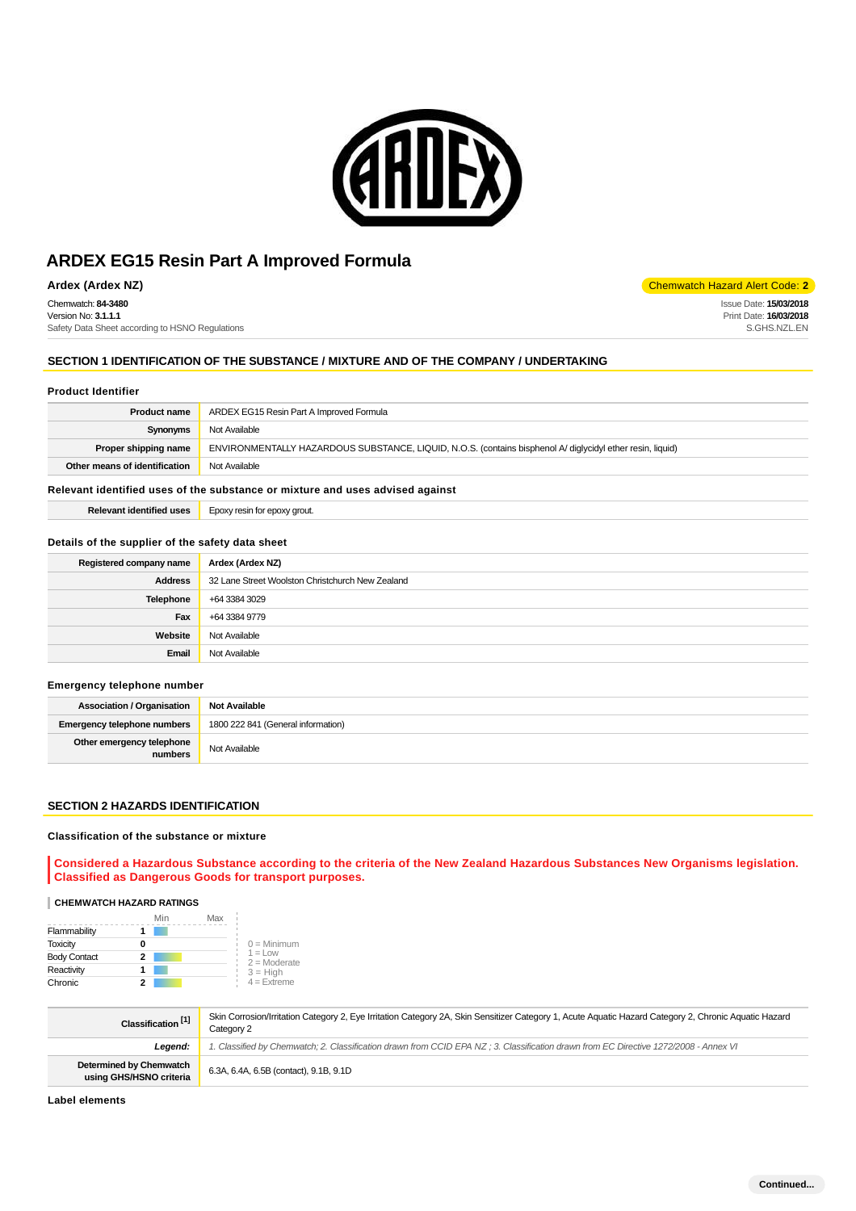# ARDEX EG15 Resin Part A Improved Formula

**Ardex (Ardex NZ)**

Chemwatch Hazard Alert Code: **2**

Chemwatch: **84-3480**
Version No: **3.1.1.1**
Safety Data Sheet according to HSNO Regulations

Issue Date: **15/03/2018**
Print Date: **16/03/2018**
S.GHS.NZL.EN

## SECTION 1 IDENTIFICATION OF THE SUBSTANCE / MIXTURE AND OF THE COMPANY / UNDERTAKING

### Product Identifier

| | |
|---|---|
| **Product name** | ARDEX EG15 Resin Part A Improved Formula |
| **Synonyms** | Not Available |
| **Proper shipping name** | ENVIRONMENTALLY HAZARDOUS SUBSTANCE, LIQUID, N.O.S. (contains bisphenol A/ diglycidyl ether resin, liquid) |
| **Other means of identification** | Not Available |

### Relevant identified uses of the substance or mixture and uses advised against

| | |
|---|---|
| **Relevant identified uses** | Epoxy resin for epoxy grout. |

### Details of the supplier of the safety data sheet

| | |
|---|---|
| **Registered company name** | **Ardex (Ardex NZ)** |
| **Address** | 32 Lane Street Woolston Christchurch New Zealand |
| **Telephone** | +64 3384 3029 |
| **Fax** | +64 3384 9779 |
| **Website** | Not Available |
| **Email** | Not Available |

### Emergency telephone number

| | |
|---|---|
| **Association / Organisation** | **Not Available** |
| **Emergency telephone numbers** | 1800 222 841 (General information) |
| **Other emergency telephone numbers** | Not Available |

## SECTION 2 HAZARDS IDENTIFICATION

### Classification of the substance or mixture

**Considered a Hazardous Substance according to the criteria of the New Zealand Hazardous Substances New Organisms legislation. Classified as Dangerous Goods for transport purposes.**

**CHEMWATCH HAZARD RATINGS**

| | | Min | Max |
|---|---|---|---|
| Flammability | 1 | | |
| Toxicity | 0 | | |
| Body Contact | 2 | | |
| Reactivity | 1 | | |
| Chronic | 2 | | |

0 = Minimum
1 = Low
2 = Moderate
3 = High
4 = Extreme

| | |
|---|---|
| **Classification [1]** | Skin Corrosion/Irritation Category 2, Eye Irritation Category 2A, Skin Sensitizer Category 1, Acute Aquatic Hazard Category 2, Chronic Aquatic Hazard Category 2 |
| ***Legend:*** | *1. Classified by Chemwatch; 2. Classification drawn from CCID EPA NZ ; 3. Classification drawn from EC Directive 1272/2008 - Annex VI* |
| **Determined by Chemwatch using GHS/HSNO criteria** | 6.3A, 6.4A, 6.5B (contact), 9.1B, 9.1D |

### Label elements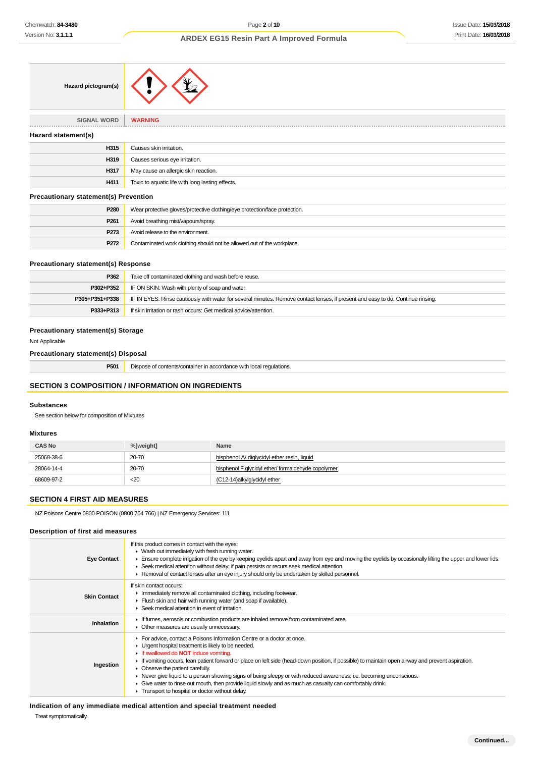| | |
|---|---|
| **Hazard pictogram(s)** | |
| SIGNAL WORD | WARNING |

### Hazard statement(s)

| | |
|---|---|
| **H315** | Causes skin irritation. |
| **H319** | Causes serious eye irritation. |
| **H317** | May cause an allergic skin reaction. |
| **H411** | Toxic to aquatic life with long lasting effects. |

### Precautionary statement(s) Prevention

| | |
|---|---|
| **P280** | Wear protective gloves/protective clothing/eye protection/face protection. |
| **P261** | Avoid breathing mist/vapours/spray. |
| **P273** | Avoid release to the environment. |
| **P272** | Contaminated work clothing should not be allowed out of the workplace. |

### Precautionary statement(s) Response

| | |
|---|---|
| **P362** | Take off contaminated clothing and wash before reuse. |
| **P302+P352** | IF ON SKIN: Wash with plenty of soap and water. |
| **P305+P351+P338** | IF IN EYES: Rinse cautiously with water for several minutes. Remove contact lenses, if present and easy to do. Continue rinsing. |
| **P333+P313** | If skin irritation or rash occurs: Get medical advice/attention. |

### Precautionary statement(s) Storage

Not Applicable

### Precautionary statement(s) Disposal

| | |
|---|---|
| **P501** | Dispose of contents/container in accordance with local regulations. |

## SECTION 3 COMPOSITION / INFORMATION ON INGREDIENTS

### Substances

See section below for composition of Mixtures

### Mixtures

| CAS No | %[weight] | Name |
|---|---|---|
| 25068-38-6 | 20-70 | bisphenol A/ diglycidyl ether resin, liquid |
| 28064-14-4 | 20-70 | bisphenol F glycidyl ether/ formaldehyde copolymer |
| 68609-97-2 | <20 | (C12-14)alkylglycidyl ether |

## SECTION 4 FIRST AID MEASURES

NZ Poisons Centre 0800 POISON (0800 764 766) | NZ Emergency Services: 111

### Description of first aid measures

| | |
|---|---|
| **Eye Contact** | If this product comes in contact with the eyes:<br>▸ Wash out immediately with fresh running water.<br>▸ Ensure complete irrigation of the eye by keeping eyelids apart and away from eye and moving the eyelids by occasionally lifting the upper and lower lids.<br>▸ Seek medical attention without delay; if pain persists or recurs seek medical attention.<br>▸ Removal of contact lenses after an eye injury should only be undertaken by skilled personnel. |
| **Skin Contact** | If skin contact occurs:<br>▸ Immediately remove all contaminated clothing, including footwear.<br>▸ Flush skin and hair with running water (and soap if available).<br>▸ Seek medical attention in event of irritation. |
| **Inhalation** | ▸ If fumes, aerosols or combustion products are inhaled remove from contaminated area.<br>▸ Other measures are usually unnecessary. |
| **Ingestion** | ▸ For advice, contact a Poisons Information Centre or a doctor at once.<br>▸ Urgent hospital treatment is likely to be needed.<br>▸ If swallowed do **NOT** induce vomiting.<br>▸ If vomiting occurs, lean patient forward or place on left side (head-down position, if possible) to maintain open airway and prevent aspiration.<br>▸ Observe the patient carefully.<br>▸ Never give liquid to a person showing signs of being sleepy or with reduced awareness; i.e. becoming unconscious.<br>▸ Give water to rinse out mouth, then provide liquid slowly and as much as casualty can comfortably drink.<br>▸ Transport to hospital or doctor without delay. |

### Indication of any immediate medical attention and special treatment needed

Treat symptomatically.

Continued...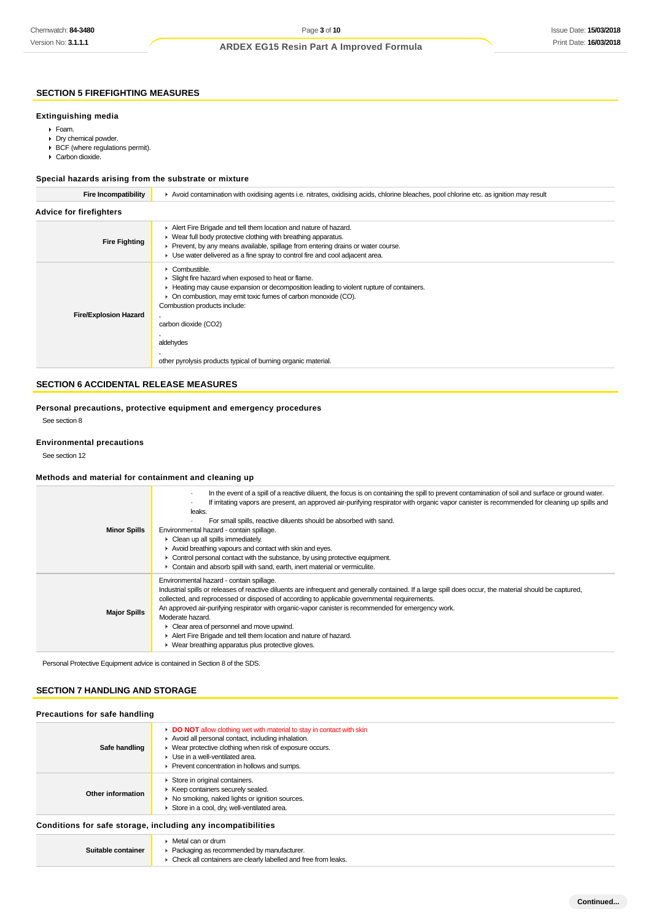## SECTION 5 FIREFIGHTING MEASURES

### Extinguishing media

- Foam.
- Dry chemical powder.
- BCF (where regulations permit).
- Carbon dioxide.

### Special hazards arising from the substrate or mixture

| | |
|---|---|
| **Fire Incompatibility** | Avoid contamination with oxidising agents i.e. nitrates, oxidising acids, chlorine bleaches, pool chlorine etc. as ignition may result |

### Advice for firefighters

| | |
|---|---|
| **Fire Fighting** | • Alert Fire Brigade and tell them location and nature of hazard.<br>• Wear full body protective clothing with breathing apparatus.<br>• Prevent, by any means available, spillage from entering drains or water course.<br>• Use water delivered as a fine spray to control fire and cool adjacent area. |
| **Fire/Explosion Hazard** | • Combustible.<br>• Slight fire hazard when exposed to heat or flame.<br>• Heating may cause expansion or decomposition leading to violent rupture of containers.<br>• On combustion, may emit toxic fumes of carbon monoxide (CO).<br>Combustion products include:<br>,<br>carbon dioxide ($CO_2$)<br>,<br>aldehydes<br>,<br>other pyrolysis products typical of burning organic material. |

## SECTION 6 ACCIDENTAL RELEASE MEASURES

### Personal precautions, protective equipment and emergency procedures

See section 8

### Environmental precautions

See section 12

### Methods and material for containment and cleaning up

| | |
|---|---|
| **Minor Spills** | · In the event of a spill of a reactive diluent, the focus is on containing the spill to prevent contamination of soil and surface or ground water.<br>· If irritating vapors are present, an approved air-purifying respirator with organic vapor canister is recommended for cleaning up spills and leaks.<br>· For small spills, reactive diluents should be absorbed with sand.<br>Environmental hazard - contain spillage.<br>• Clean up all spills immediately.<br>• Avoid breathing vapours and contact with skin and eyes.<br>• Control personal contact with the substance, by using protective equipment.<br>• Contain and absorb spill with sand, earth, inert material or vermiculite. |
| **Major Spills** | Environmental hazard - contain spillage.<br>Industrial spills or releases of reactive diluents are infrequent and generally contained. If a large spill does occur, the material should be captured, collected, and reprocessed or disposed of according to applicable governmental requirements.<br>An approved air-purifying respirator with organic-vapor canister is recommended for emergency work.<br>Moderate hazard.<br>• Clear area of personnel and move upwind.<br>• Alert Fire Brigade and tell them location and nature of hazard.<br>• Wear breathing apparatus plus protective gloves. |

Personal Protective Equipment advice is contained in Section 8 of the SDS.

## SECTION 7 HANDLING AND STORAGE

### Precautions for safe handling

| | |
|---|---|
| **Safe handling** | • **DO NOT** allow clothing wet with material to stay in contact with skin<br>• Avoid all personal contact, including inhalation.<br>• Wear protective clothing when risk of exposure occurs.<br>• Use in a well-ventilated area.<br>• Prevent concentration in hollows and sumps. |
| **Other information** | • Store in original containers.<br>• Keep containers securely sealed.<br>• No smoking, naked lights or ignition sources.<br>• Store in a cool, dry, well-ventilated area. |

### Conditions for safe storage, including any incompatibilities

| | |
|---|---|
| **Suitable container** | • Metal can or drum<br>• Packaging as recommended by manufacturer.<br>• Check all containers are clearly labelled and free from leaks. |

Continued...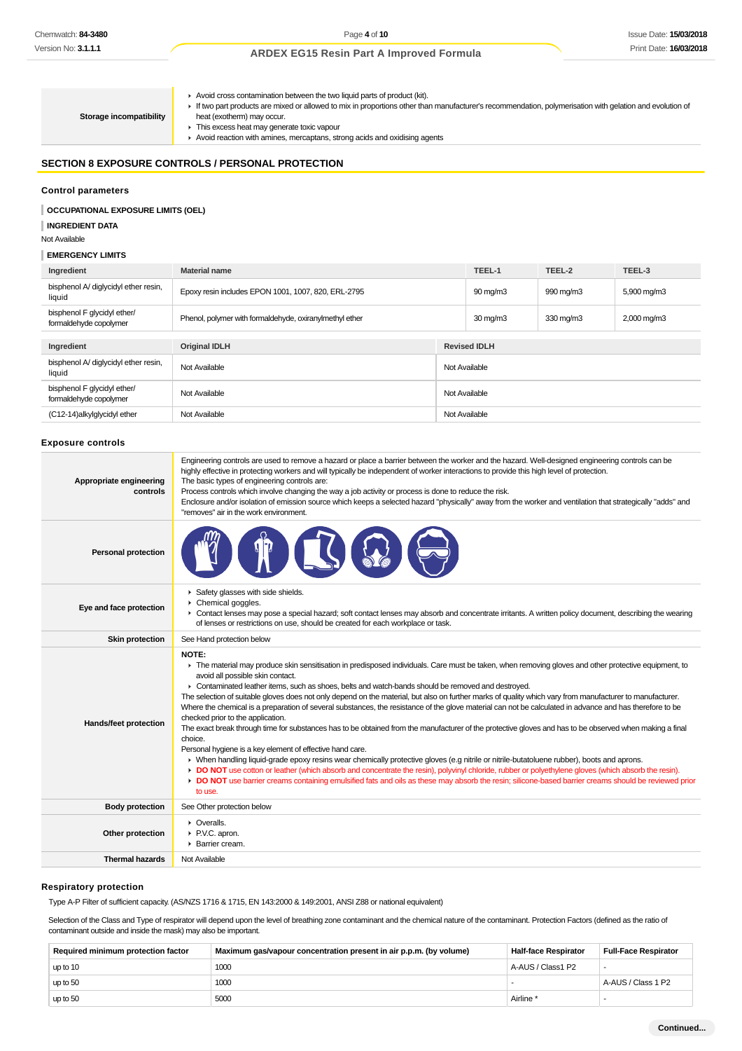| | |
|---|---|
| **Storage incompatibility** | ▸ Avoid cross contamination between the two liquid parts of product (kit).<br>▸ If two part products are mixed or allowed to mix in proportions other than manufacturer's recommendation, polymerisation with gelation and evolution of heat (exotherm) may occur.<br>▸ This excess heat may generate toxic vapour<br>▸ Avoid reaction with amines, mercaptans, strong acids and oxidising agents |

## SECTION 8 EXPOSURE CONTROLS / PERSONAL PROTECTION

### Control parameters

**OCCUPATIONAL EXPOSURE LIMITS (OEL)**

**INGREDIENT DATA**

Not Available

**EMERGENCY LIMITS**

| Ingredient | Material name | TEEL-1 | TEEL-2 | TEEL-3 |
|---|---|---|---|---|
| bisphenol A/ diglycidyl ether resin, liquid | Epoxy resin includes EPON 1001, 1007, 820, ERL-2795 | 90 mg/m3 | 990 mg/m3 | 5,900 mg/m3 |
| bisphenol F glycidyl ether/ formaldehyde copolymer | Phenol, polymer with formaldehyde, oxiranylmethyl ether | 30 mg/m3 | 330 mg/m3 | 2,000 mg/m3 |

| Ingredient | Original IDLH | Revised IDLH |
|---|---|---|
| bisphenol A/ diglycidyl ether resin, liquid | Not Available | Not Available |
| bisphenol F glycidyl ether/ formaldehyde copolymer | Not Available | Not Available |
| (C12-14)alkylglycidyl ether | Not Available | Not Available |

### Exposure controls

| | |
|---|---|
| **Appropriate engineering controls** | Engineering controls are used to remove a hazard or place a barrier between the worker and the hazard. Well-designed engineering controls can be highly effective in protecting workers and will typically be independent of worker interactions to provide this high level of protection.<br>The basic types of engineering controls are:<br>Process controls which involve changing the way a job activity or process is done to reduce the risk.<br>Enclosure and/or isolation of emission source which keeps a selected hazard "physically" away from the worker and ventilation that strategically "adds" and "removes" air in the work environment. |
| **Personal protection** | |
| **Eye and face protection** | ▸ Safety glasses with side shields.<br>▸ Chemical goggles.<br>▸ Contact lenses may pose a special hazard; soft contact lenses may absorb and concentrate irritants. A written policy document, describing the wearing of lenses or restrictions on use, should be created for each workplace or task. |
| **Skin protection** | See Hand protection below |
| **Hands/feet protection** | **NOTE:**<br>▸ The material may produce skin sensitisation in predisposed individuals. Care must be taken, when removing gloves and other protective equipment, to avoid all possible skin contact.<br>▸ Contaminated leather items, such as shoes, belts and watch-bands should be removed and destroyed.<br>The selection of suitable gloves does not only depend on the material, but also on further marks of quality which vary from manufacturer to manufacturer. Where the chemical is a preparation of several substances, the resistance of the glove material can not be calculated in advance and has therefore to be checked prior to the application.<br>The exact break through time for substances has to be obtained from the manufacturer of the protective gloves and has to be observed when making a final choice.<br>Personal hygiene is a key element of effective hand care.<br>▸ When handling liquid-grade epoxy resins wear chemically protective gloves (e.g nitrile or nitrile-butatoluene rubber), boots and aprons.<br>▸ **DO NOT** use cotton or leather (which absorb and concentrate the resin), polyvinyl chloride, rubber or polyethylene gloves (which absorb the resin).<br>▸ **DO NOT** use barrier creams containing emulsified fats and oils as these may absorb the resin; silicone-based barrier creams should be reviewed prior to use. |
| **Body protection** | See Other protection below |
| **Other protection** | ▸ Overalls.<br>▸ P.V.C. apron.<br>▸ Barrier cream. |
| **Thermal hazards** | Not Available |

### Respiratory protection

Type A-P Filter of sufficient capacity. (AS/NZS 1716 & 1715, EN 143:2000 & 149:2001, ANSI Z88 or national equivalent)

Selection of the Class and Type of respirator will depend upon the level of breathing zone contaminant and the chemical nature of the contaminant. Protection Factors (defined as the ratio of contaminant outside and inside the mask) may also be important.

| Required minimum protection factor | Maximum gas/vapour concentration present in air p.p.m. (by volume) | Half-face Respirator | Full-Face Respirator |
|---|---|---|---|
| up to 10 | 1000 | A-AUS / Class1 P2 | - |
| up to 50 | 1000 | - | A-AUS / Class 1 P2 |
| up to 50 | 5000 | Airline * | - |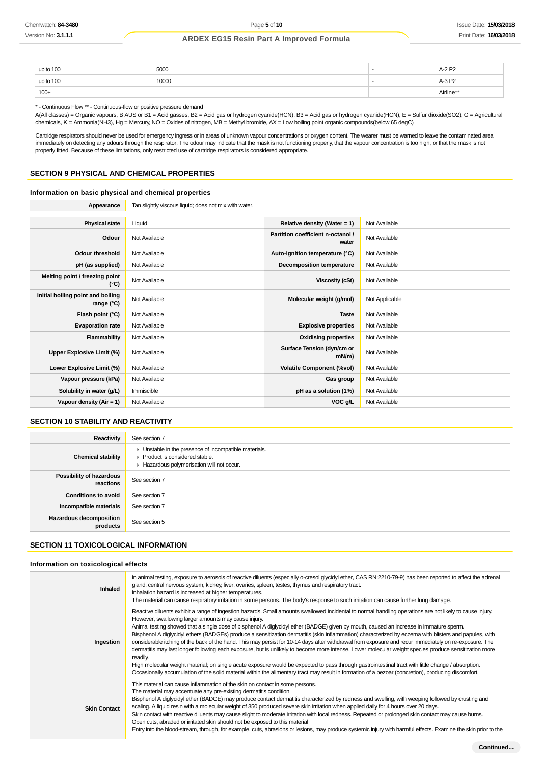| | | | |
|---|---|---|---|
| up to 100 | 5000 | - | A-2 P2 |
| up to 100 | 10000 | - | A-3 P2 |
| 100+ | | | Airline** |

\* - Continuous Flow ** - Continuous-flow or positive pressure demand

A(All classes) = Organic vapours, B AUS or B1 = Acid gasses, B2 = Acid gas or hydrogen cyanide(HCN), B3 = Acid gas or hydrogen cyanide(HCN), E = Sulfur dioxide(SO2), G = Agricultural chemicals, K = Ammonia(NH3), Hg = Mercury, NO = Oxides of nitrogen, MB = Methyl bromide, AX = Low boiling point organic compounds(below 65 degC)

Cartridge respirators should never be used for emergency ingress or in areas of unknown vapour concentrations or oxygen content. The wearer must be warned to leave the contaminated area immediately on detecting any odours through the respirator. The odour may indicate that the mask is not functioning properly, that the vapour concentration is too high, or that the mask is not properly fitted. Because of these limitations, only restricted use of cartridge respirators is considered appropriate.

## SECTION 9 PHYSICAL AND CHEMICAL PROPERTIES

### Information on basic physical and chemical properties

| | |
|---|---|
| **Appearance** | Tan slightly viscous liquid; does not mix with water. |

| | | | |
|---|---|---|---|
| **Physical state** | Liquid | **Relative density (Water = 1)** | Not Available |
| **Odour** | Not Available | **Partition coefficient n-octanol / water** | Not Available |
| **Odour threshold** | Not Available | **Auto-ignition temperature (°C)** | Not Available |
| **pH (as supplied)** | Not Available | **Decomposition temperature** | Not Available |
| **Melting point / freezing point (°C)** | Not Available | **Viscosity (cSt)** | Not Available |
| **Initial boiling point and boiling range (°C)** | Not Available | **Molecular weight (g/mol)** | Not Applicable |
| **Flash point (°C)** | Not Available | **Taste** | Not Available |
| **Evaporation rate** | Not Available | **Explosive properties** | Not Available |
| **Flammability** | Not Available | **Oxidising properties** | Not Available |
| **Upper Explosive Limit (%)** | Not Available | **Surface Tension (dyn/cm or mN/m)** | Not Available |
| **Lower Explosive Limit (%)** | Not Available | **Volatile Component (%vol)** | Not Available |
| **Vapour pressure (kPa)** | Not Available | **Gas group** | Not Available |
| **Solubility in water (g/L)** | Immiscible | **pH as a solution (1%)** | Not Available |
| **Vapour density (Air = 1)** | Not Available | **VOC g/L** | Not Available |

## SECTION 10 STABILITY AND REACTIVITY

| | |
|---|---|
| **Reactivity** | See section 7 |
| **Chemical stability** | ▸ Unstable in the presence of incompatible materials.<br>▸ Product is considered stable.<br>▸ Hazardous polymerisation will not occur. |
| **Possibility of hazardous reactions** | See section 7 |
| **Conditions to avoid** | See section 7 |
| **Incompatible materials** | See section 7 |
| **Hazardous decomposition products** | See section 5 |

## SECTION 11 TOXICOLOGICAL INFORMATION

### Information on toxicological effects

| | |
|---|---|
| **Inhaled** | In animal testing, exposure to aerosols of reactive diluents (especially o-cresol glycidyl ether, CAS RN:2210-79-9) has been reported to affect the adrenal gland, central nervous system, kidney, liver, ovaries, spleen, testes, thymus and respiratory tract.<br>Inhalation hazard is increased at higher temperatures.<br>The material can cause respiratory irritation in some persons. The body's response to such irritation can cause further lung damage. |
| **Ingestion** | Reactive diluents exhibit a range of ingestion hazards. Small amounts swallowed incidental to normal handling operations are not likely to cause injury. However, swallowing larger amounts may cause injury.<br>Animal testing showed that a single dose of bisphenol A diglycidyl ether (BADGE) given by mouth, caused an increase in immature sperm.<br>Bisphenol A diglycidyl ethers (BADGEs) produce a sensitization dermatitis (skin inflammation) characterized by eczema with blisters and papules, with considerable itching of the back of the hand. This may persist for 10-14 days after withdrawal from exposure and recur immediately on re-exposure. The dermatitis may last longer following each exposure, but is unlikely to become more intense. Lower molecular weight species produce sensitization more readily.<br>High molecular weight material; on single acute exposure would be expected to pass through gastrointestinal tract with little change / absorption. Occasionally accumulation of the solid material within the alimentary tract may result in formation of a bezoar (concretion), producing discomfort. |
| **Skin Contact** | This material can cause inflammation of the skin on contact in some persons.<br>The material may accentuate any pre-existing dermatitis condition<br>Bisphenol A diglycidyl ether (BADGE) may produce contact dermatitis characterized by redness and swelling, with weeping followed by crusting and scaling. A liquid resin with a molecular weight of 350 produced severe skin irritation when applied daily for 4 hours over 20 days.<br>Skin contact with reactive diluents may cause slight to moderate irritation with local redness. Repeated or prolonged skin contact may cause burns.<br>Open cuts, abraded or irritated skin should not be exposed to this material<br>Entry into the blood-stream, through, for example, cuts, abrasions or lesions, may produce systemic injury with harmful effects. Examine the skin prior to the |

Continued...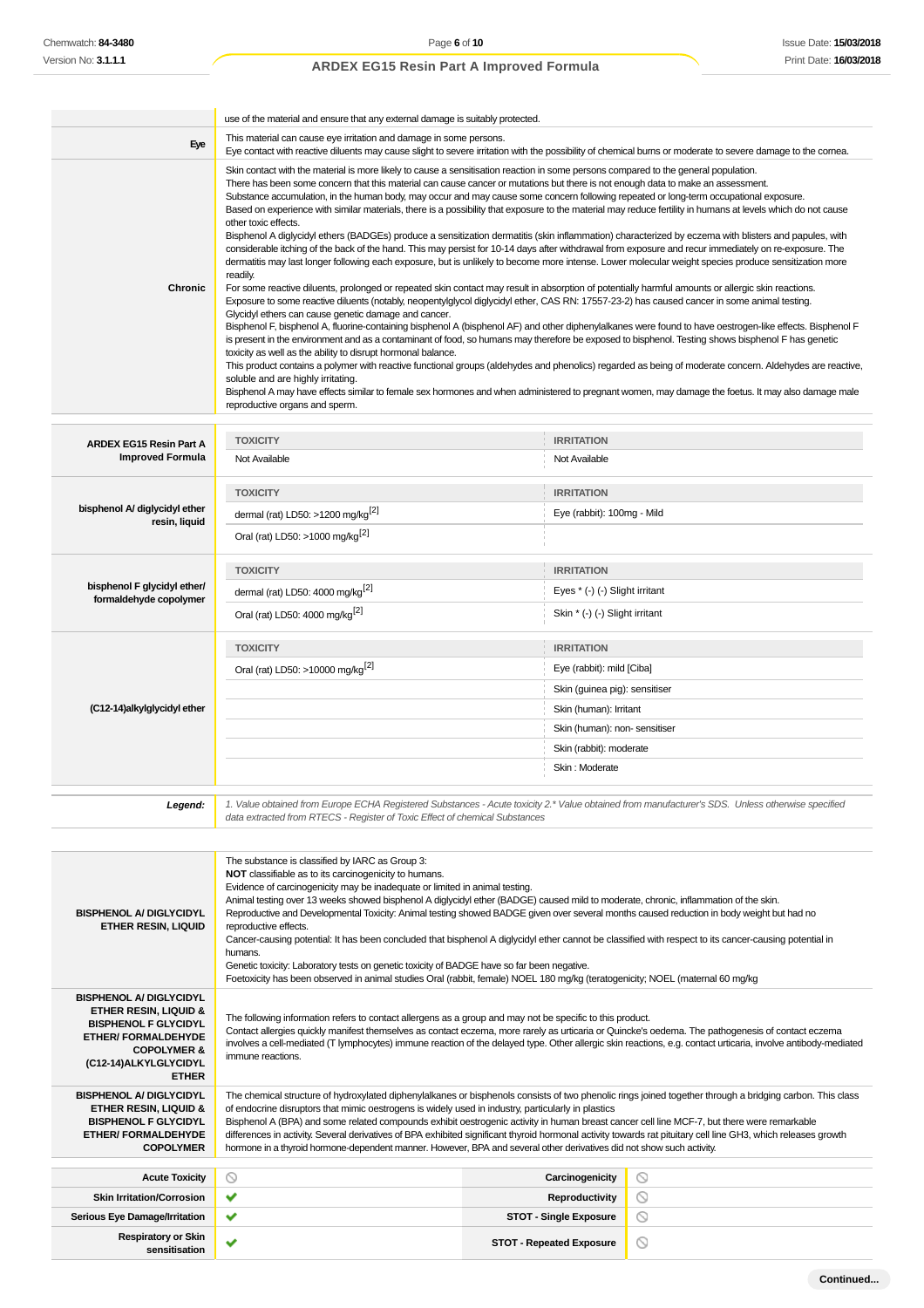| | |
|---|---|
| | use of the material and ensure that any external damage is suitably protected. |
| **Eye** | This material can cause eye irritation and damage in some persons.<br>Eye contact with reactive diluents may cause slight to severe irritation with the possibility of chemical burns or moderate to severe damage to the cornea. |
| **Chronic** | Skin contact with the material is more likely to cause a sensitisation reaction in some persons compared to the general population.<br>There has been some concern that this material can cause cancer or mutations but there is not enough data to make an assessment.<br>Substance accumulation, in the human body, may occur and may cause some concern following repeated or long-term occupational exposure.<br>Based on experience with similar materials, there is a possibility that exposure to the material may reduce fertility in humans at levels which do not cause other toxic effects.<br>Bisphenol A diglycidyl ethers (BADGEs) produce a sensitization dermatitis (skin inflammation) characterized by eczema with blisters and papules, with considerable itching of the back of the hand. This may persist for 10-14 days after withdrawal from exposure and recur immediately on re-exposure. The dermatitis may last longer following each exposure, but is unlikely to become more intense. Lower molecular weight species produce sensitization more readily.<br>For some reactive diluents, prolonged or repeated skin contact may result in absorption of potentially harmful amounts or allergic skin reactions.<br>Exposure to some reactive diluents (notably, neopentylglycol diglycidyl ether, CAS RN: 17557-23-2) has caused cancer in some animal testing.<br>Glycidyl ethers can cause genetic damage and cancer.<br>Bisphenol F, bisphenol A, fluorine-containing bisphenol A (bisphenol AF) and other diphenylalkanes were found to have oestrogen-like effects. Bisphenol F is present in the environment and as a contaminant of food, so humans may therefore be exposed to bisphenol. Testing shows bisphenol F has genetic toxicity as well as the ability to disrupt hormonal balance.<br>This product contains a polymer with reactive functional groups (aldehydes and phenolics) regarded as being of moderate concern. Aldehydes are reactive, soluble and are highly irritating.<br>Bisphenol A may have effects similar to female sex hormones and when administered to pregnant women, may damage the foetus. It may also damage male reproductive organs and sperm. |

| | TOXICITY | IRRITATION |
|---|---|---|
| **ARDEX EG15 Resin Part A Improved Formula** | Not Available | Not Available |

| | TOXICITY | IRRITATION |
|---|---|---|
| **bisphenol A/ diglycidyl ether resin, liquid** | dermal (rat) LD50: >1200 mg/kg[2] | Eye (rabbit): 100mg - Mild |
| | Oral (rat) LD50: >1000 mg/kg[2] | |

| | TOXICITY | IRRITATION |
|---|---|---|
| **bisphenol F glycidyl ether/ formaldehyde copolymer** | dermal (rat) LD50: 4000 mg/kg[2] | Eyes * (-) (-) Slight irritant |
| | Oral (rat) LD50: 4000 mg/kg[2] | Skin * (-) (-) Slight irritant |

| | TOXICITY | IRRITATION |
|---|---|---|
| **(C12-14)alkylglycidyl ether** | Oral (rat) LD50: >10000 mg/kg[2] | Eye (rabbit): mild [Ciba] |
| | | Skin (guinea pig): sensitiser |
| | | Skin (human): Irritant |
| | | Skin (human): non- sensitiser |
| | | Skin (rabbit): moderate |
| | | Skin : Moderate |

| | |
|---|---|
| ***Legend:*** | *1. Value obtained from Europe ECHA Registered Substances - Acute toxicity 2.* Value obtained from manufacturer's SDS. Unless otherwise specified data extracted from RTECS - Register of Toxic Effect of chemical Substances* |

| | |
|---|---|
| **BISPHENOL A/ DIGLYCIDYL ETHER RESIN, LIQUID** | The substance is classified by IARC as Group 3:<br>**NOT** classifiable as to its carcinogenicity to humans.<br>Evidence of carcinogenicity may be inadequate or limited in animal testing.<br>Animal testing over 13 weeks showed bisphenol A diglycidyl ether (BADGE) caused mild to moderate, chronic, inflammation of the skin.<br>Reproductive and Developmental Toxicity: Animal testing showed BADGE given over several months caused reduction in body weight but had no reproductive effects.<br>Cancer-causing potential: It has been concluded that bisphenol A diglycidyl ether cannot be classified with respect to its cancer-causing potential in humans.<br>Genetic toxicity: Laboratory tests on genetic toxicity of BADGE have so far been negative.<br>Foetoxicity has been observed in animal studies Oral (rabbit, female) NOEL 180 mg/kg (teratogenicity; NOEL (maternal 60 mg/kg |
| **BISPHENOL A/ DIGLYCIDYL ETHER RESIN, LIQUID & BISPHENOL F GLYCIDYL ETHER/ FORMALDEHYDE COPOLYMER & (C12-14)ALKYLGLYCIDYL ETHER** | The following information refers to contact allergens as a group and may not be specific to this product.<br>Contact allergies quickly manifest themselves as contact eczema, more rarely as urticaria or Quincke's oedema. The pathogenesis of contact eczema involves a cell-mediated (T lymphocytes) immune reaction of the delayed type. Other allergic skin reactions, e.g. contact urticaria, involve antibody-mediated immune reactions. |
| **BISPHENOL A/ DIGLYCIDYL ETHER RESIN, LIQUID & BISPHENOL F GLYCIDYL ETHER/ FORMALDEHYDE COPOLYMER** | The chemical structure of hydroxylated diphenylalkanes or bisphenols consists of two phenolic rings joined together through a bridging carbon. This class of endocrine disruptors that mimic oestrogens is widely used in industry, particularly in plastics<br>Bisphenol A (BPA) and some related compounds exhibit oestrogenic activity in human breast cancer cell line MCF-7, but there were remarkable differences in activity. Several derivatives of BPA exhibited significant thyroid hormonal activity towards rat pituitary cell line GH3, which releases growth hormone in a thyroid hormone-dependent manner. However, BPA and several other derivatives did not show such activity. |

| | | | |
|---|---|---|---|
| **Acute Toxicity** | ⃠ | **Carcinogenicity** | ⃠ |
| **Skin Irritation/Corrosion** | ✔ | **Reproductivity** | ⃠ |
| **Serious Eye Damage/Irritation** | ✔ | **STOT - Single Exposure** | ⃠ |
| **Respiratory or Skin sensitisation** | ✔ | **STOT - Repeated Exposure** | ⃠ |

Continued...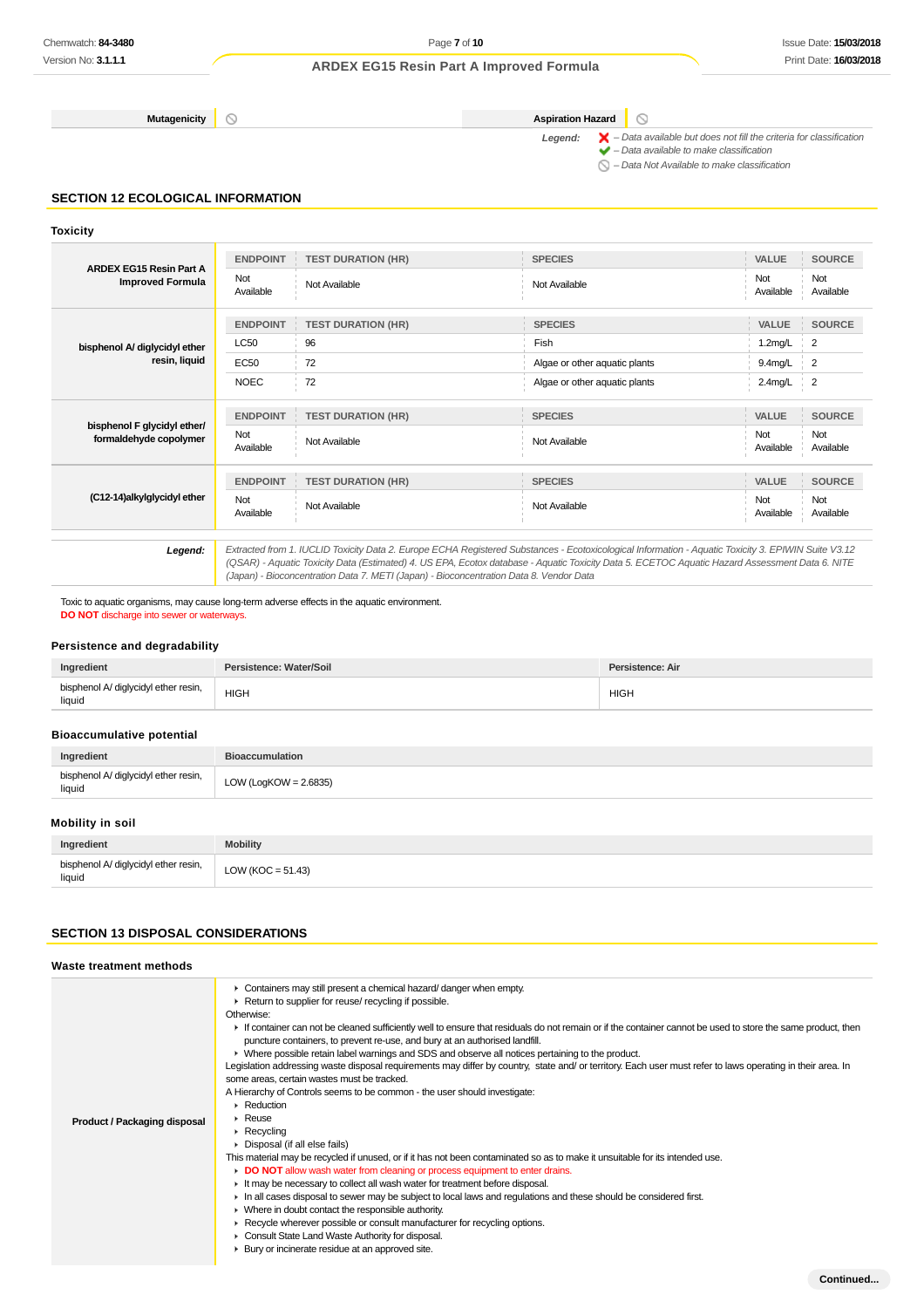| Mutagenicity | ⃠ | Aspiration Hazard | ⃠ |
|---|---|---|---|

*Legend:* ✘ – *Data available but does not fill the criteria for classification*
✔ – *Data available to make classification*
⃠ – *Data Not Available to make classification*

## SECTION 12 ECOLOGICAL INFORMATION

### Toxicity

| | ENDPOINT | TEST DURATION (HR) | SPECIES | VALUE | SOURCE |
|---|---|---|---|---|---|
| **ARDEX EG15 Resin Part A Improved Formula** | Not Available | Not Available | Not Available | Not Available | Not Available |
| **bisphenol A/ diglycidyl ether resin, liquid** | LC50 | 96 | Fish | 1.2mg/L | 2 |
| | EC50 | 72 | Algae or other aquatic plants | 9.4mg/L | 2 |
| | NOEC | 72 | Algae or other aquatic plants | 2.4mg/L | 2 |
| **bisphenol F glycidyl ether/ formaldehyde copolymer** | Not Available | Not Available | Not Available | Not Available | Not Available |
| **(C12-14)alkylglycidyl ether** | Not Available | Not Available | Not Available | Not Available | Not Available |

***Legend:*** *Extracted from 1. IUCLID Toxicity Data 2. Europe ECHA Registered Substances - Ecotoxicological Information - Aquatic Toxicity 3. EPIWIN Suite V3.12 (QSAR) - Aquatic Toxicity Data (Estimated) 4. US EPA, Ecotox database - Aquatic Toxicity Data 5. ECETOC Aquatic Hazard Assessment Data 6. NITE (Japan) - Bioconcentration Data 7. METI (Japan) - Bioconcentration Data 8. Vendor Data*

Toxic to aquatic organisms, may cause long-term adverse effects in the aquatic environment.
**DO NOT** discharge into sewer or waterways.

### Persistence and degradability

| Ingredient | Persistence: Water/Soil | Persistence: Air |
|---|---|---|
| bisphenol A/ diglycidyl ether resin, liquid | HIGH | HIGH |

### Bioaccumulative potential

| Ingredient | Bioaccumulation |
|---|---|
| bisphenol A/ diglycidyl ether resin, liquid | LOW (LogKOW = 2.6835) |

### Mobility in soil

| Ingredient | Mobility |
|---|---|
| bisphenol A/ diglycidyl ether resin, liquid | LOW (KOC = 51.43) |

## SECTION 13 DISPOSAL CONSIDERATIONS

### Waste treatment methods

**Product / Packaging disposal**

- Containers may still present a chemical hazard/ danger when empty.
- Return to supplier for reuse/ recycling if possible.

Otherwise:

- If container can not be cleaned sufficiently well to ensure that residuals do not remain or if the container cannot be used to store the same product, then puncture containers, to prevent re-use, and bury at an authorised landfill.
- Where possible retain label warnings and SDS and observe all notices pertaining to the product.

Legislation addressing waste disposal requirements may differ by country, state and/ or territory. Each user must refer to laws operating in their area. In some areas, certain wastes must be tracked.

A Hierarchy of Controls seems to be common - the user should investigate:

- Reduction
- Reuse
- Recycling
- Disposal (if all else fails)

This material may be recycled if unused, or if it has not been contaminated so as to make it unsuitable for its intended use.

- **DO NOT** allow wash water from cleaning or process equipment to enter drains.
- It may be necessary to collect all wash water for treatment before disposal.
- In all cases disposal to sewer may be subject to local laws and regulations and these should be considered first.
- Where in doubt contact the responsible authority.
- Recycle wherever possible or consult manufacturer for recycling options.
- Consult State Land Waste Authority for disposal.
- Bury or incinerate residue at an approved site.

**Continued...**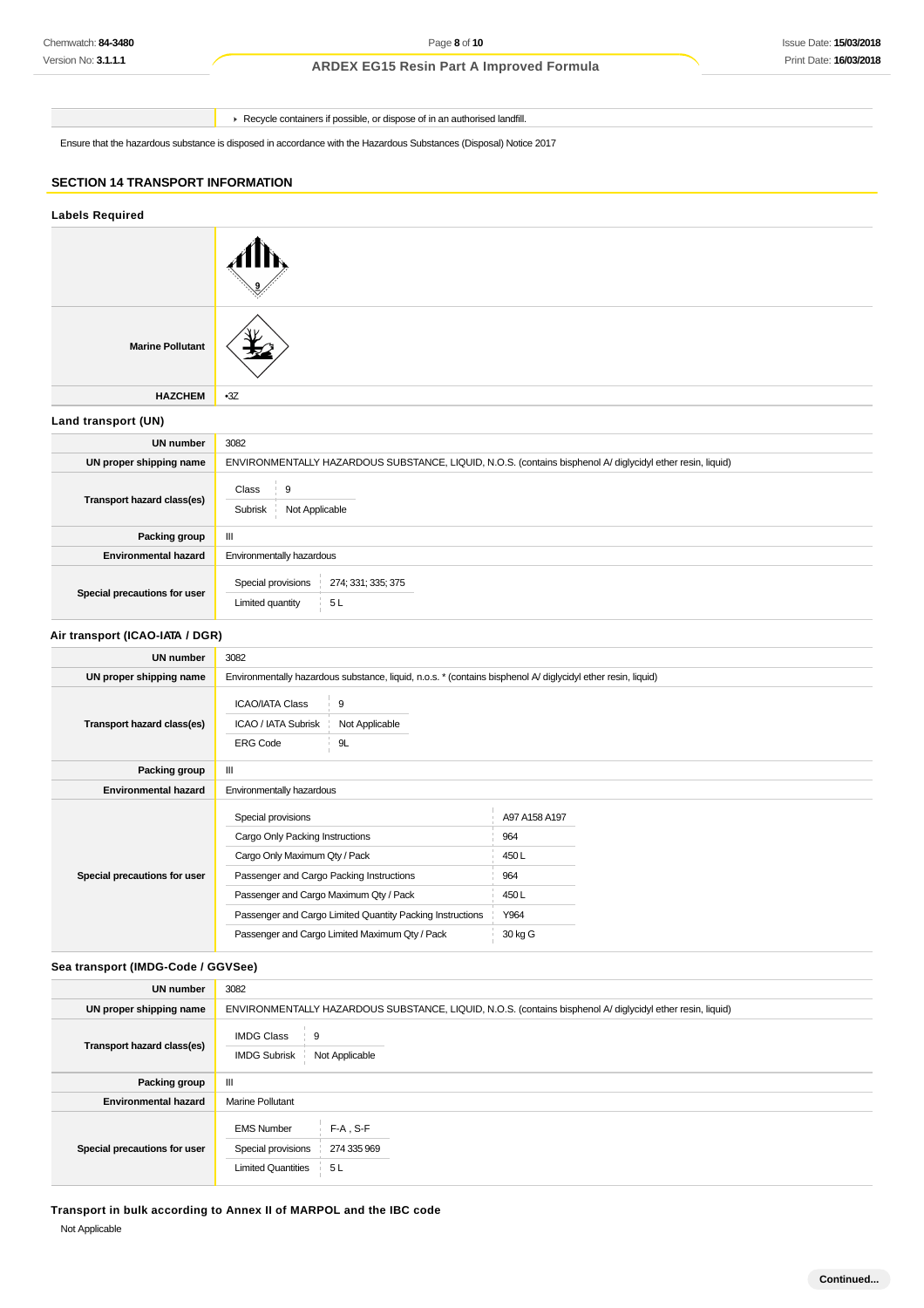| | |
|---|---|
| | ▸ Recycle containers if possible, or dispose of in an authorised landfill. |

Ensure that the hazardous substance is disposed in accordance with the Hazardous Substances (Disposal) Notice 2017

## SECTION 14 TRANSPORT INFORMATION

### Labels Required

| | |
|---|---|
| | |
| **Marine Pollutant** | |
| **HAZCHEM** | •3Z |

### Land transport (UN)

| | |
|---|---|
| **UN number** | 3082 |
| **UN proper shipping name** | ENVIRONMENTALLY HAZARDOUS SUBSTANCE, LIQUID, N.O.S. (contains bisphenol A/ diglycidyl ether resin, liquid) |
| **Transport hazard class(es)** | Class: 9<br>Subrisk: Not Applicable |
| **Packing group** | III |
| **Environmental hazard** | Environmentally hazardous |
| **Special precautions for user** | Special provisions: 274; 331; 335; 375<br>Limited quantity: 5 L |

### Air transport (ICAO-IATA / DGR)

| | |
|---|---|
| **UN number** | 3082 |
| **UN proper shipping name** | Environmentally hazardous substance, liquid, n.o.s. * (contains bisphenol A/ diglycidyl ether resin, liquid) |
| **Transport hazard class(es)** | ICAO/IATA Class: 9<br>ICAO / IATA Subrisk: Not Applicable<br>ERG Code: 9L |
| **Packing group** | III |
| **Environmental hazard** | Environmentally hazardous |
| **Special precautions for user** | Special provisions: A97 A158 A197<br>Cargo Only Packing Instructions: 964<br>Cargo Only Maximum Qty / Pack: 450 L<br>Passenger and Cargo Packing Instructions: 964<br>Passenger and Cargo Maximum Qty / Pack: 450 L<br>Passenger and Cargo Limited Quantity Packing Instructions: Y964<br>Passenger and Cargo Limited Maximum Qty / Pack: 30 kg G |

### Sea transport (IMDG-Code / GGVSee)

| | |
|---|---|
| **UN number** | 3082 |
| **UN proper shipping name** | ENVIRONMENTALLY HAZARDOUS SUBSTANCE, LIQUID, N.O.S. (contains bisphenol A/ diglycidyl ether resin, liquid) |
| **Transport hazard class(es)** | IMDG Class: 9<br>IMDG Subrisk: Not Applicable |
| **Packing group** | III |
| **Environmental hazard** | Marine Pollutant |
| **Special precautions for user** | EMS Number: F-A , S-F<br>Special provisions: 274 335 969<br>Limited Quantities: 5 L |

### Transport in bulk according to Annex II of MARPOL and the IBC code

Not Applicable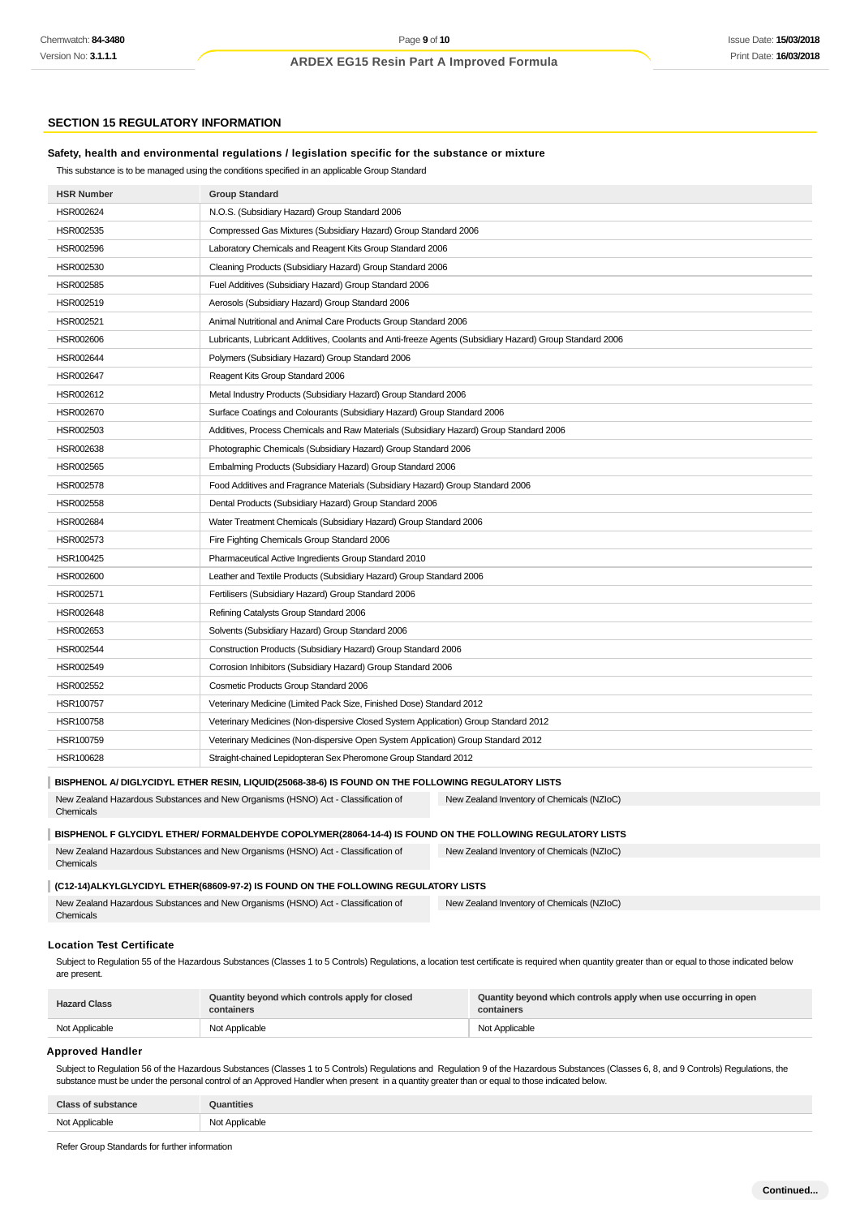## SECTION 15 REGULATORY INFORMATION

### Safety, health and environmental regulations / legislation specific for the substance or mixture

This substance is to be managed using the conditions specified in an applicable Group Standard

| HSR Number | Group Standard |
|---|---|
| HSR002624 | N.O.S. (Subsidiary Hazard) Group Standard 2006 |
| HSR002535 | Compressed Gas Mixtures (Subsidiary Hazard) Group Standard 2006 |
| HSR002596 | Laboratory Chemicals and Reagent Kits Group Standard 2006 |
| HSR002530 | Cleaning Products (Subsidiary Hazard) Group Standard 2006 |
| HSR002585 | Fuel Additives (Subsidiary Hazard) Group Standard 2006 |
| HSR002519 | Aerosols (Subsidiary Hazard) Group Standard 2006 |
| HSR002521 | Animal Nutritional and Animal Care Products Group Standard 2006 |
| HSR002606 | Lubricants, Lubricant Additives, Coolants and Anti-freeze Agents (Subsidiary Hazard) Group Standard 2006 |
| HSR002644 | Polymers (Subsidiary Hazard) Group Standard 2006 |
| HSR002647 | Reagent Kits Group Standard 2006 |
| HSR002612 | Metal Industry Products (Subsidiary Hazard) Group Standard 2006 |
| HSR002670 | Surface Coatings and Colourants (Subsidiary Hazard) Group Standard 2006 |
| HSR002503 | Additives, Process Chemicals and Raw Materials (Subsidiary Hazard) Group Standard 2006 |
| HSR002638 | Photographic Chemicals (Subsidiary Hazard) Group Standard 2006 |
| HSR002565 | Embalming Products (Subsidiary Hazard) Group Standard 2006 |
| HSR002578 | Food Additives and Fragrance Materials (Subsidiary Hazard) Group Standard 2006 |
| HSR002558 | Dental Products (Subsidiary Hazard) Group Standard 2006 |
| HSR002684 | Water Treatment Chemicals (Subsidiary Hazard) Group Standard 2006 |
| HSR002573 | Fire Fighting Chemicals Group Standard 2006 |
| HSR100425 | Pharmaceutical Active Ingredients Group Standard 2010 |
| HSR002600 | Leather and Textile Products (Subsidiary Hazard) Group Standard 2006 |
| HSR002571 | Fertilisers (Subsidiary Hazard) Group Standard 2006 |
| HSR002648 | Refining Catalysts Group Standard 2006 |
| HSR002653 | Solvents (Subsidiary Hazard) Group Standard 2006 |
| HSR002544 | Construction Products (Subsidiary Hazard) Group Standard 2006 |
| HSR002549 | Corrosion Inhibitors (Subsidiary Hazard) Group Standard 2006 |
| HSR002552 | Cosmetic Products Group Standard 2006 |
| HSR100757 | Veterinary Medicine (Limited Pack Size, Finished Dose) Standard 2012 |
| HSR100758 | Veterinary Medicines (Non-dispersive Closed System Application) Group Standard 2012 |
| HSR100759 | Veterinary Medicines (Non-dispersive Open System Application) Group Standard 2012 |
| HSR100628 | Straight-chained Lepidopteran Sex Pheromone Group Standard 2012 |

**BISPHENOL A/ DIGLYCIDYL ETHER RESIN, LIQUID(25068-38-6) IS FOUND ON THE FOLLOWING REGULATORY LISTS**

| | |
|---|---|
| New Zealand Hazardous Substances and New Organisms (HSNO) Act - Classification of Chemicals | New Zealand Inventory of Chemicals (NZIoC) |

**BISPHENOL F GLYCIDYL ETHER/ FORMALDEHYDE COPOLYMER(28064-14-4) IS FOUND ON THE FOLLOWING REGULATORY LISTS**

| | |
|---|---|
| New Zealand Hazardous Substances and New Organisms (HSNO) Act - Classification of Chemicals | New Zealand Inventory of Chemicals (NZIoC) |

**(C12-14)ALKYLGLYCIDYL ETHER(68609-97-2) IS FOUND ON THE FOLLOWING REGULATORY LISTS**

| | |
|---|---|
| New Zealand Hazardous Substances and New Organisms (HSNO) Act - Classification of Chemicals | New Zealand Inventory of Chemicals (NZIoC) |

### Location Test Certificate

Subject to Regulation 55 of the Hazardous Substances (Classes 1 to 5 Controls) Regulations, a location test certificate is required when quantity greater than or equal to those indicated below are present.

| Hazard Class | Quantity beyond which controls apply for closed containers | Quantity beyond which controls apply when use occurring in open containers |
|---|---|---|
| Not Applicable | Not Applicable | Not Applicable |

### Approved Handler

Subject to Regulation 56 of the Hazardous Substances (Classes 1 to 5 Controls) Regulations and Regulation 9 of the Hazardous Substances (Classes 6, 8, and 9 Controls) Regulations, the substance must be under the personal control of an Approved Handler when present in a quantity greater than or equal to those indicated below.

| Class of substance | Quantities |
|---|---|
| Not Applicable | Not Applicable |

Refer Group Standards for further information

**Continued...**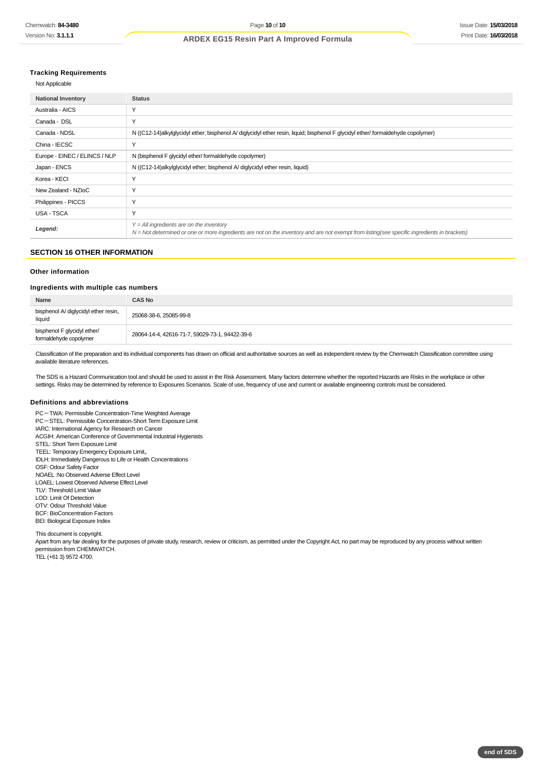### Tracking Requirements

Not Applicable

| National Inventory | Status |
| --- | --- |
| Australia - AICS | Y |
| Canada - DSL | Y |
| Canada - NDSL | N ((C12-14)alkylglycidyl ether; bisphenol A/ diglycidyl ether resin, liquid; bisphenol F glycidyl ether/ formaldehyde copolymer) |
| China - IECSC | Y |
| Europe - EINEC / ELINCS / NLP | N (bisphenol F glycidyl ether/ formaldehyde copolymer) |
| Japan - ENCS | N ((C12-14)alkylglycidyl ether; bisphenol A/ diglycidyl ether resin, liquid) |
| Korea - KECI | Y |
| New Zealand - NZIoC | Y |
| Philippines - PICCS | Y |
| USA - TSCA | Y |
| ***Legend:*** | *Y = All ingredients are on the inventory*<br>*N = Not determined or one or more ingredients are not on the inventory and are not exempt from listing(see specific ingredients in brackets)* |

## SECTION 16 OTHER INFORMATION

### Other information

### Ingredients with multiple cas numbers

| Name | CAS No |
| --- | --- |
| bisphenol A/ diglycidyl ether resin, liquid | 25068-38-6, 25085-99-8 |
| bisphenol F glycidyl ether/ formaldehyde copolymer | 28064-14-4, 42616-71-7, 59029-73-1, 94422-39-6 |

Classification of the preparation and its individual components has drawn on official and authoritative sources as well as independent review by the Chemwatch Classification committee using available literature references.

The SDS is a Hazard Communication tool and should be used to assist in the Risk Assessment. Many factors determine whether the reported Hazards are Risks in the workplace or other settings. Risks may be determined by reference to Exposures Scenarios. Scale of use, frequency of use and current or available engineering controls must be considered.

### Definitions and abbreviations

PC－TWA: Permissible Concentration-Time Weighted Average
PC－STEL: Permissible Concentration-Short Term Exposure Limit
IARC: International Agency for Research on Cancer
ACGIH: American Conference of Governmental Industrial Hygienists
STEL: Short Term Exposure Limit
TEEL: Temporary Emergency Exposure Limit。
IDLH: Immediately Dangerous to Life or Health Concentrations
OSF: Odour Safety Factor
NOAEL :No Observed Adverse Effect Level
LOAEL: Lowest Observed Adverse Effect Level
TLV: Threshold Limit Value
LOD: Limit Of Detection
OTV: Odour Threshold Value
BCF: BioConcentration Factors
BEI: Biological Exposure Index

This document is copyright.
Apart from any fair dealing for the purposes of private study, research, review or criticism, as permitted under the Copyright Act, no part may be reproduced by any process without written permission from CHEMWATCH.
TEL (+61 3) 9572 4700.

end of SDS